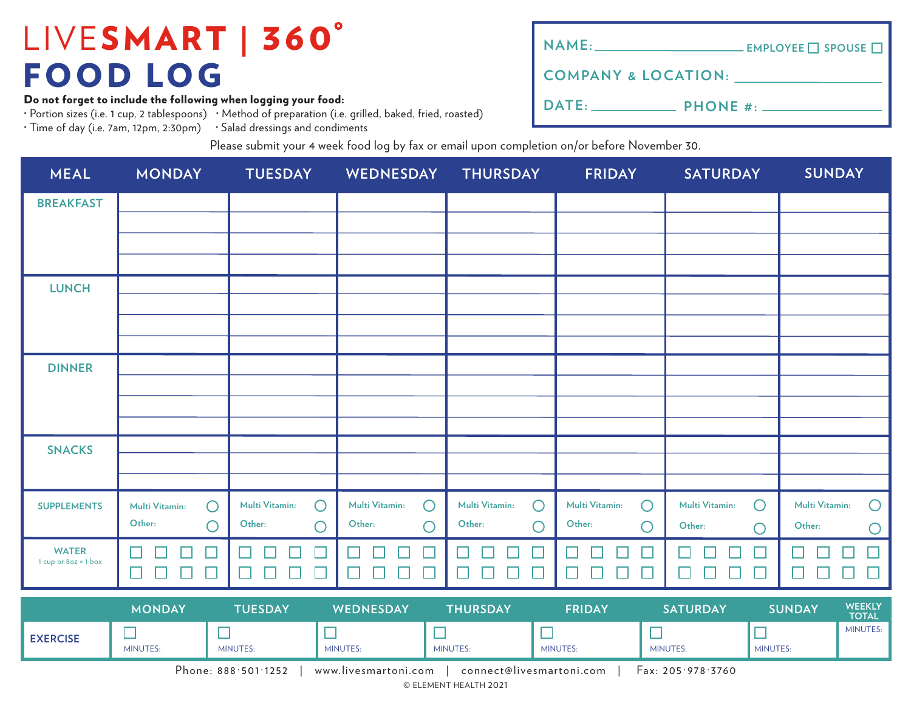# LIVESMART | 360°

# FOOD LOG

**Do not forget to include the following when logging your food:**

- Portion sizes (i.e. 1 cup, 2 tablespoons)
- Time of day (i.e. 7am, 12pm, 2:30pm)
- Method of preparation (i.e. grilled, baked, fried, roasted)
- Salad dressings and condiments

NAME: ____________ EMPLOYEE ☐ SPOUSE ☐

COMPANY & LOCATION: ____________

DATE: ____________ PHONE #: ____________

Please submit your 4 week food log by fax or email upon completion on/or before November 30.

| MEAL | MONDAY | TUESDAY | WEDNESDAY | THURSDAY | FRIDAY | SATURDAY | SUNDAY |
|---|---|---|---|---|---|---|---|
| BREAKFAST | | | | | | | |
| LUNCH | | | | | | | |
| DINNER | | | | | | | |
| SNACKS | | | | | | | |
| SUPPLEMENTS | Multi Vitamin: ◯ Other: ◯ | Multi Vitamin: ◯ Other: ◯ | Multi Vitamin: ◯ Other: ◯ | Multi Vitamin: ◯ Other: ◯ | Multi Vitamin: ◯ Other: ◯ | Multi Vitamin: ◯ Other: ◯ | Multi Vitamin: ◯ Other: ◯ |
| WATER 1 cup or 8oz = 1 box | ☐ ☐ ☐ ☐ ☐ ☐ ☐ ☐ | ☐ ☐ ☐ ☐ ☐ ☐ ☐ ☐ | ☐ ☐ ☐ ☐ ☐ ☐ ☐ ☐ | ☐ ☐ ☐ ☐ ☐ ☐ ☐ ☐ | ☐ ☐ ☐ ☐ ☐ ☐ ☐ ☐ | ☐ ☐ ☐ ☐ ☐ ☐ ☐ ☐ | ☐ ☐ ☐ ☐ ☐ ☐ ☐ ☐ |

| | MONDAY | TUESDAY | WEDNESDAY | THURSDAY | FRIDAY | SATURDAY | SUNDAY | WEEKLY TOTAL |
|---|---|---|---|---|---|---|---|---|
| EXERCISE | ☐ MINUTES: | ☐ MINUTES: | ☐ MINUTES: | ☐ MINUTES: | ☐ MINUTES: | ☐ MINUTES: | ☐ MINUTES: | MINUTES: |

Phone: 888·501·1252 | www.livesmartoni.com | connect@livesmartoni.com | Fax: 205·978·3760

© ELEMENT HEALTH 2021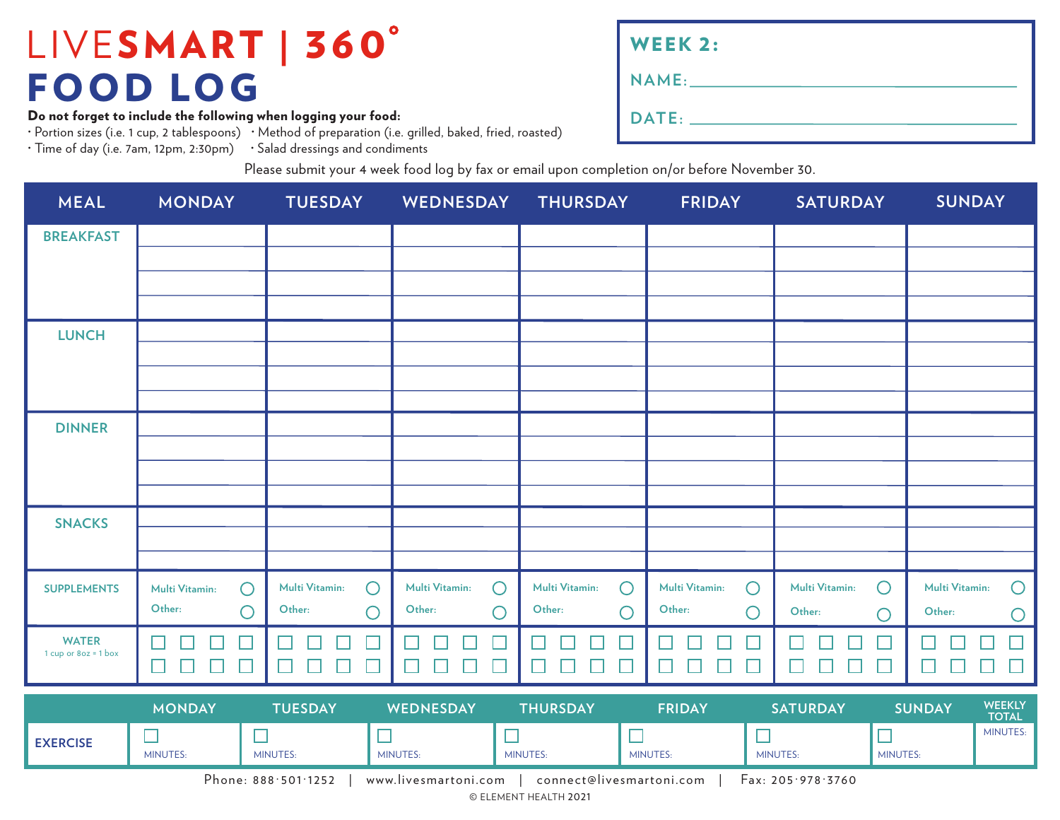# LIVESMART | 360°

# FOOD LOG

**WEEK 2:**

**NAME:** ____________________

**DATE:** ____________________

**Do not forget to include the following when logging your food:**

- Portion sizes (i.e. 1 cup, 2 tablespoons)
- Time of day (i.e. 7am, 12pm, 2:30pm)
- Method of preparation (i.e. grilled, baked, fried, roasted)
- Salad dressings and condiments

Please submit your 4 week food log by fax or email upon completion on/or before November 30.

| MEAL | MONDAY | TUESDAY | WEDNESDAY | THURSDAY | FRIDAY | SATURDAY | SUNDAY |
|---|---|---|---|---|---|---|---|
| BREAKFAST | | | | | | | |
| LUNCH | | | | | | | |
| DINNER | | | | | | | |
| SNACKS | | | | | | | |
| SUPPLEMENTS | Multi Vitamin: ○ Other: ○ | Multi Vitamin: ○ Other: ○ | Multi Vitamin: ○ Other: ○ | Multi Vitamin: ○ Other: ○ | Multi Vitamin: ○ Other: ○ | Multi Vitamin: ○ Other: ○ | Multi Vitamin: ○ Other: ○ |
| WATER 1 cup or 8oz = 1 box | ☐ ☐ ☐ ☐ ☐ ☐ ☐ ☐ | ☐ ☐ ☐ ☐ ☐ ☐ ☐ ☐ | ☐ ☐ ☐ ☐ ☐ ☐ ☐ ☐ | ☐ ☐ ☐ ☐ ☐ ☐ ☐ ☐ | ☐ ☐ ☐ ☐ ☐ ☐ ☐ ☐ | ☐ ☐ ☐ ☐ ☐ ☐ ☐ ☐ | ☐ ☐ ☐ ☐ ☐ ☐ ☐ ☐ |

| | MONDAY | TUESDAY | WEDNESDAY | THURSDAY | FRIDAY | SATURDAY | SUNDAY | WEEKLY TOTAL |
|---|---|---|---|---|---|---|---|---|
| EXERCISE | ☐ MINUTES: | ☐ MINUTES: | ☐ MINUTES: | ☐ MINUTES: | ☐ MINUTES: | ☐ MINUTES: | ☐ MINUTES: | MINUTES: |

Phone: 888·501·1252 | www.livesmartoni.com | connect@livesmartoni.com | Fax: 205·978·3760

© ELEMENT HEALTH 2021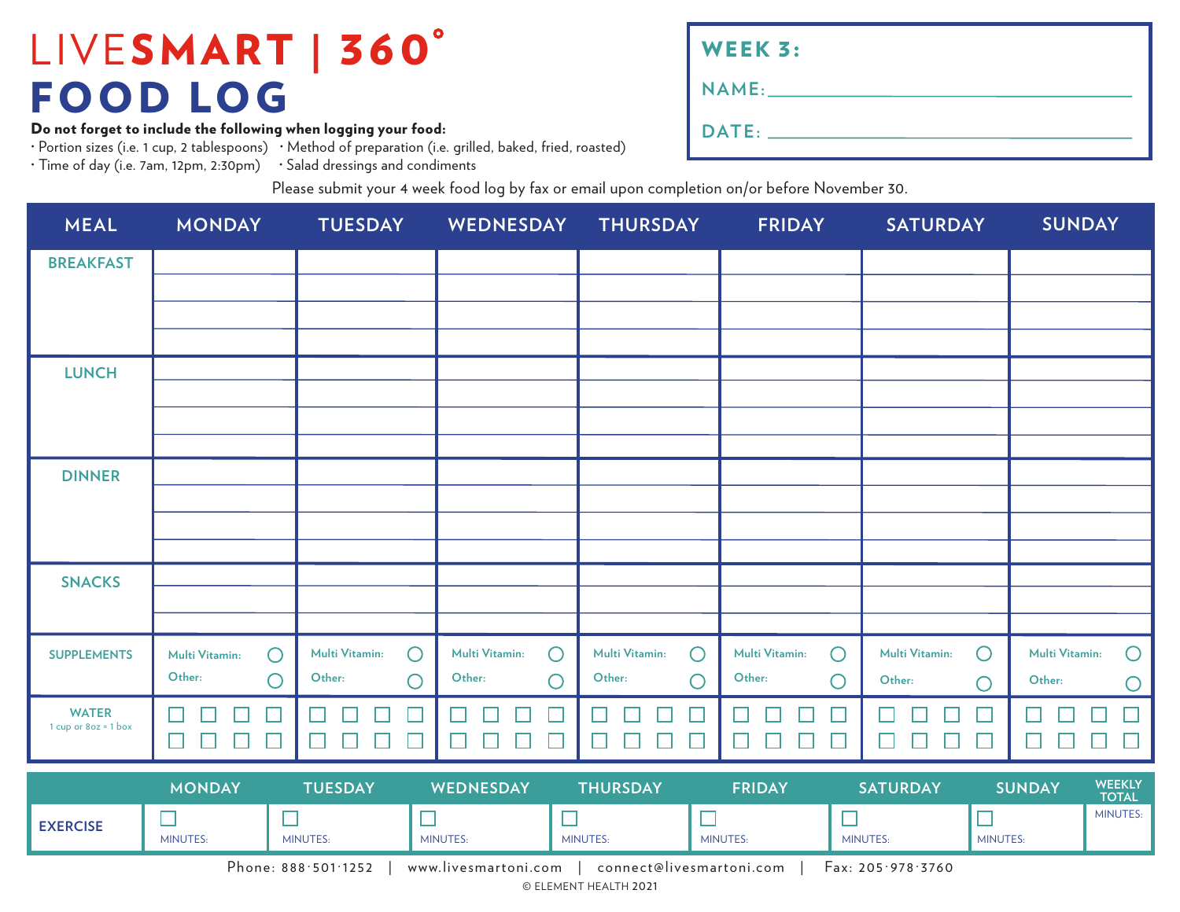# LIVESMART | 360°

# FOOD LOG

**Do not forget to include the following when logging your food:**

- Portion sizes (i.e. 1 cup, 2 tablespoons)
- Method of preparation (i.e. grilled, baked, fried, roasted)
- Time of day (i.e. 7am, 12pm, 2:30pm)
- Salad dressings and condiments

**WEEK 3:**

**NAME:** ______________________________

**DATE:** ______________________________

Please submit your 4 week food log by fax or email upon completion on/or before November 30.

| MEAL | MONDAY | TUESDAY | WEDNESDAY | THURSDAY | FRIDAY | SATURDAY | SUNDAY |
|---|---|---|---|---|---|---|---|
| BREAKFAST | | | | | | | |
| LUNCH | | | | | | | |
| DINNER | | | | | | | |
| SNACKS | | | | | | | |
| SUPPLEMENTS | Multi Vitamin: ○ Other: ○ | Multi Vitamin: ○ Other: ○ | Multi Vitamin: ○ Other: ○ | Multi Vitamin: ○ Other: ○ | Multi Vitamin: ○ Other: ○ | Multi Vitamin: ○ Other: ○ | Multi Vitamin: ○ Other: ○ |
| WATER 1 cup or 8oz = 1 box | ☐ ☐ ☐ ☐ ☐ ☐ ☐ ☐ | ☐ ☐ ☐ ☐ ☐ ☐ ☐ ☐ | ☐ ☐ ☐ ☐ ☐ ☐ ☐ ☐ | ☐ ☐ ☐ ☐ ☐ ☐ ☐ ☐ | ☐ ☐ ☐ ☐ ☐ ☐ ☐ ☐ | ☐ ☐ ☐ ☐ ☐ ☐ ☐ ☐ | ☐ ☐ ☐ ☐ ☐ ☐ ☐ ☐ |

| | MONDAY | TUESDAY | WEDNESDAY | THURSDAY | FRIDAY | SATURDAY | SUNDAY | WEEKLY TOTAL |
|---|---|---|---|---|---|---|---|---|
| EXERCISE | ☐ MINUTES: | ☐ MINUTES: | ☐ MINUTES: | ☐ MINUTES: | ☐ MINUTES: | ☐ MINUTES: | ☐ MINUTES: | MINUTES: |

Phone: 888·501·1252 | www.livesmartoni.com | connect@livesmartoni.com | Fax: 205·978·3760

© ELEMENT HEALTH 2021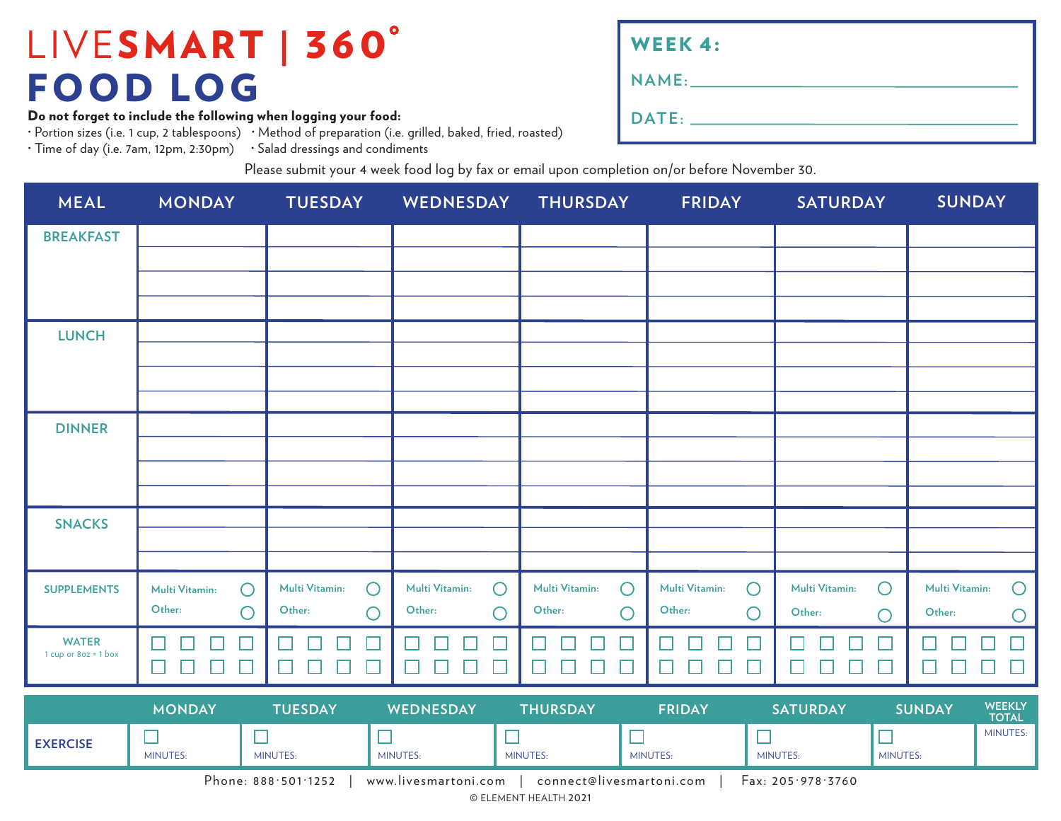# LIVESMART | 360°

# FOOD LOG

**WEEK 4:**

**NAME:** ______________________

**DATE:** ______________________

**Do not forget to include the following when logging your food:**

- Portion sizes (i.e. 1 cup, 2 tablespoons)
- Method of preparation (i.e. grilled, baked, fried, roasted)
- Time of day (i.e. 7am, 12pm, 2:30pm)
- Salad dressings and condiments

Please submit your 4 week food log by fax or email upon completion on/or before November 30.

| MEAL | MONDAY | TUESDAY | WEDNESDAY | THURSDAY | FRIDAY | SATURDAY | SUNDAY |
|---|---|---|---|---|---|---|---|
| BREAKFAST | | | | | | | |
| LUNCH | | | | | | | |
| DINNER | | | | | | | |
| SNACKS | | | | | | | |
| SUPPLEMENTS | Multi Vitamin: ○ Other: ○ | Multi Vitamin: ○ Other: ○ | Multi Vitamin: ○ Other: ○ | Multi Vitamin: ○ Other: ○ | Multi Vitamin: ○ Other: ○ | Multi Vitamin: ○ Other: ○ | Multi Vitamin: ○ Other: ○ |
| WATER 1 cup or 8oz = 1 box | ☐ ☐ ☐ ☐ ☐ ☐ ☐ ☐ | ☐ ☐ ☐ ☐ ☐ ☐ ☐ ☐ | ☐ ☐ ☐ ☐ ☐ ☐ ☐ ☐ | ☐ ☐ ☐ ☐ ☐ ☐ ☐ ☐ | ☐ ☐ ☐ ☐ ☐ ☐ ☐ ☐ | ☐ ☐ ☐ ☐ ☐ ☐ ☐ ☐ | ☐ ☐ ☐ ☐ ☐ ☐ ☐ ☐ |

| | MONDAY | TUESDAY | WEDNESDAY | THURSDAY | FRIDAY | SATURDAY | SUNDAY | WEEKLY TOTAL |
|---|---|---|---|---|---|---|---|---|
| EXERCISE | ☐ MINUTES: | ☐ MINUTES: | ☐ MINUTES: | ☐ MINUTES: | ☐ MINUTES: | ☐ MINUTES: | ☐ MINUTES: | MINUTES: |

Phone: 888·501·1252 | www.livesmartoni.com | connect@livesmartoni.com | Fax: 205·978·3760

© ELEMENT HEALTH 2021